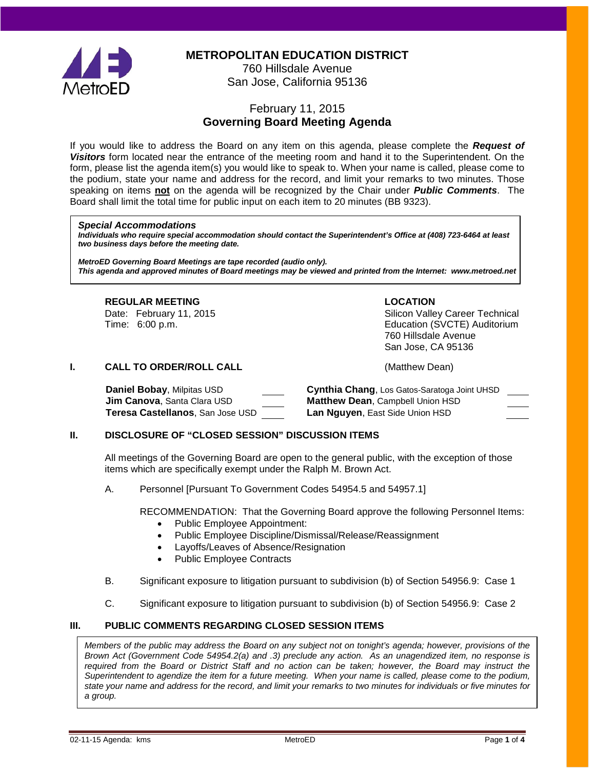# METROPOLITAN EDUCATION DISTRICT

760 Hillsdale Avenue
San Jose, California 95136

February 11, 2015
**Governing Board Meeting Agenda**

If you would like to address the Board on any item on this agenda, please complete the ***Request of Visitors*** form located near the entrance of the meeting room and hand it to the Superintendent. On the form, please list the agenda item(s) you would like to speak to. When your name is called, please come to the podium, state your name and address for the record, and limit your remarks to two minutes. Those speaking on items **not** on the agenda will be recognized by the Chair under ***Public Comments***. The Board shall limit the total time for public input on each item to 20 minutes (BB 9323).

> ***Special Accommodations***
> ***Individuals who require special accommodation should contact the Superintendent's Office at (408) 723-6464 at least two business days before the meeting date.***
>
> ***MetroED Governing Board Meetings are tape recorded (audio only).***
> ***This agenda and approved minutes of Board meetings may be viewed and printed from the Internet: www.metroed.net***

**REGULAR MEETING**
Date: February 11, 2015
Time: 6:00 p.m.

**LOCATION**
Silicon Valley Career Technical Education (SVCTE) Auditorium
760 Hillsdale Avenue
San Jose, CA 95136

## I. CALL TO ORDER/ROLL CALL (Matthew Dean)

| | | | |
|---|---|---|---|
| **Daniel Bobay**, Milpitas USD | ____ | **Cynthia Chang**, Los Gatos-Saratoga Joint UHSD | ____ |
| **Jim Canova**, Santa Clara USD | ____ | **Matthew Dean**, Campbell Union HSD | ____ |
| **Teresa Castellanos**, San Jose USD | ____ | **Lan Nguyen**, East Side Union HSD | ____ |

## II. DISCLOSURE OF "CLOSED SESSION" DISCUSSION ITEMS

All meetings of the Governing Board are open to the general public, with the exception of those items which are specifically exempt under the Ralph M. Brown Act.

A. Personnel [Pursuant To Government Codes 54954.5 and 54957.1]

RECOMMENDATION: That the Governing Board approve the following Personnel Items:

- Public Employee Appointment:
- Public Employee Discipline/Dismissal/Release/Reassignment
- Layoffs/Leaves of Absence/Resignation
- Public Employee Contracts

B. Significant exposure to litigation pursuant to subdivision (b) of Section 54956.9: Case 1

C. Significant exposure to litigation pursuant to subdivision (b) of Section 54956.9: Case 2

## III. PUBLIC COMMENTS REGARDING CLOSED SESSION ITEMS

> *Members of the public may address the Board on any subject not on tonight's agenda; however, provisions of the Brown Act (Government Code 54954.2(a) and .3) preclude any action. As an unagendized item, no response is required from the Board or District Staff and no action can be taken; however, the Board may instruct the Superintendent to agendize the item for a future meeting. When your name is called, please come to the podium, state your name and address for the record, and limit your remarks to two minutes for individuals or five minutes for a group.*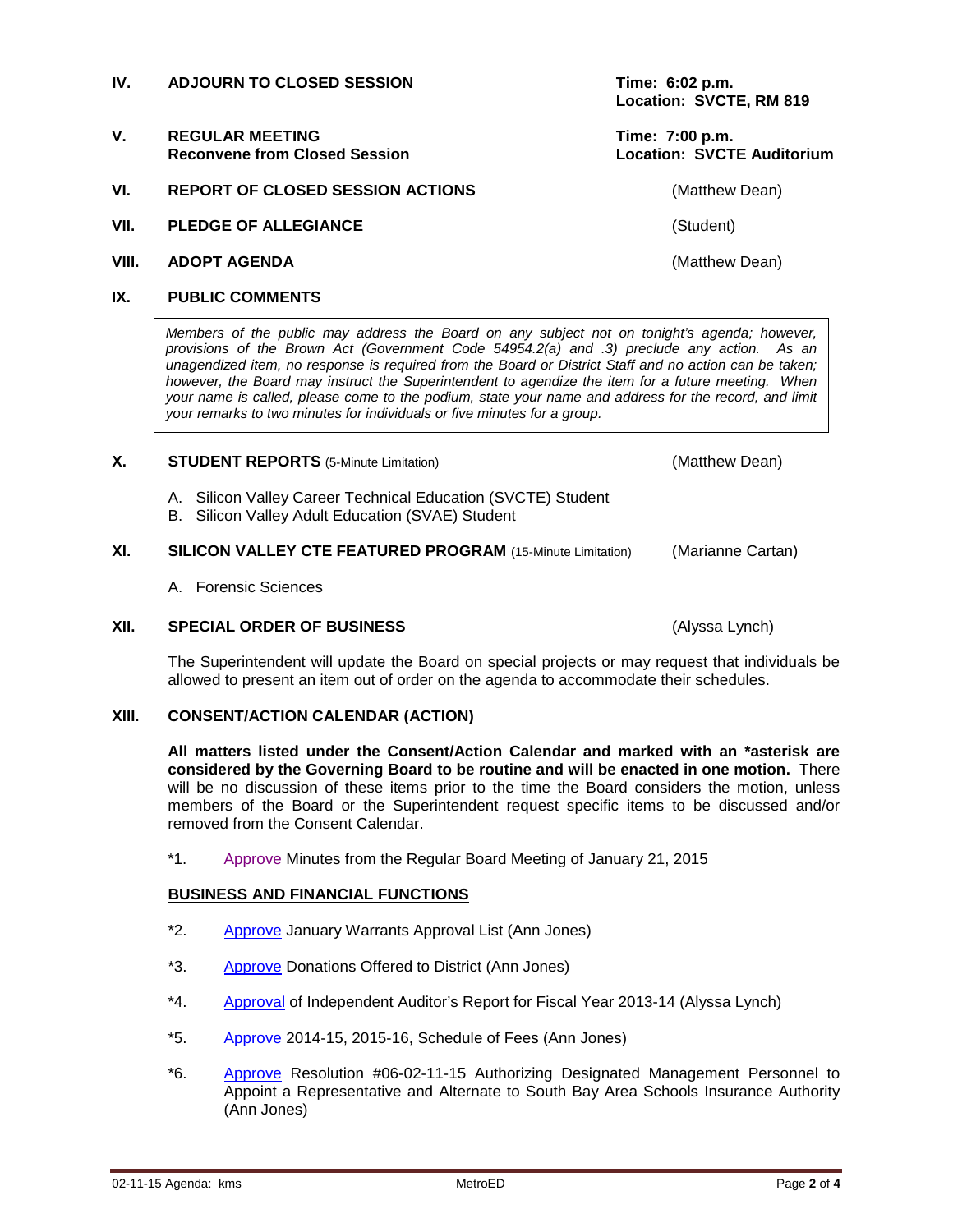**IV. ADJOURN TO CLOSED SESSION** — **Time: 6:02 p.m.** **Location: SVCTE, RM 819**

**V. REGULAR MEETING** — **Time: 7:00 p.m.**
**Reconvene from Closed Session** — **Location: SVCTE Auditorium**

**VI. REPORT OF CLOSED SESSION ACTIONS** (Matthew Dean)

**VII. PLEDGE OF ALLEGIANCE** (Student)

**VIII. ADOPT AGENDA** (Matthew Dean)

**IX. PUBLIC COMMENTS**

> *Members of the public may address the Board on any subject not on tonight's agenda; however, provisions of the Brown Act (Government Code 54954.2(a) and .3) preclude any action. As an unagendized item, no response is required from the Board or District Staff and no action can be taken; however, the Board may instruct the Superintendent to agendize the item for a future meeting. When your name is called, please come to the podium, state your name and address for the record, and limit your remarks to two minutes for individuals or five minutes for a group.*

**X. STUDENT REPORTS** (5-Minute Limitation) (Matthew Dean)

A. Silicon Valley Career Technical Education (SVCTE) Student
B. Silicon Valley Adult Education (SVAE) Student

**XI. SILICON VALLEY CTE FEATURED PROGRAM** (15-Minute Limitation) (Marianne Cartan)

A. Forensic Sciences

**XII. SPECIAL ORDER OF BUSINESS** (Alyssa Lynch)

The Superintendent will update the Board on special projects or may request that individuals be allowed to present an item out of order on the agenda to accommodate their schedules.

**XIII. CONSENT/ACTION CALENDAR (ACTION)**

**All matters listed under the Consent/Action Calendar and marked with an *asterisk are considered by the Governing Board to be routine and will be enacted in one motion.** There will be no discussion of these items prior to the time the Board considers the motion, unless members of the Board or the Superintendent request specific items to be discussed and/or removed from the Consent Calendar.

*1. Approve Minutes from the Regular Board Meeting of January 21, 2015

**BUSINESS AND FINANCIAL FUNCTIONS**

*2. Approve January Warrants Approval List (Ann Jones)

*3. Approve Donations Offered to District (Ann Jones)

*4. Approval of Independent Auditor's Report for Fiscal Year 2013-14 (Alyssa Lynch)

*5. Approve 2014-15, 2015-16, Schedule of Fees (Ann Jones)

*6. Approve Resolution #06-02-11-15 Authorizing Designated Management Personnel to Appoint a Representative and Alternate to South Bay Area Schools Insurance Authority (Ann Jones)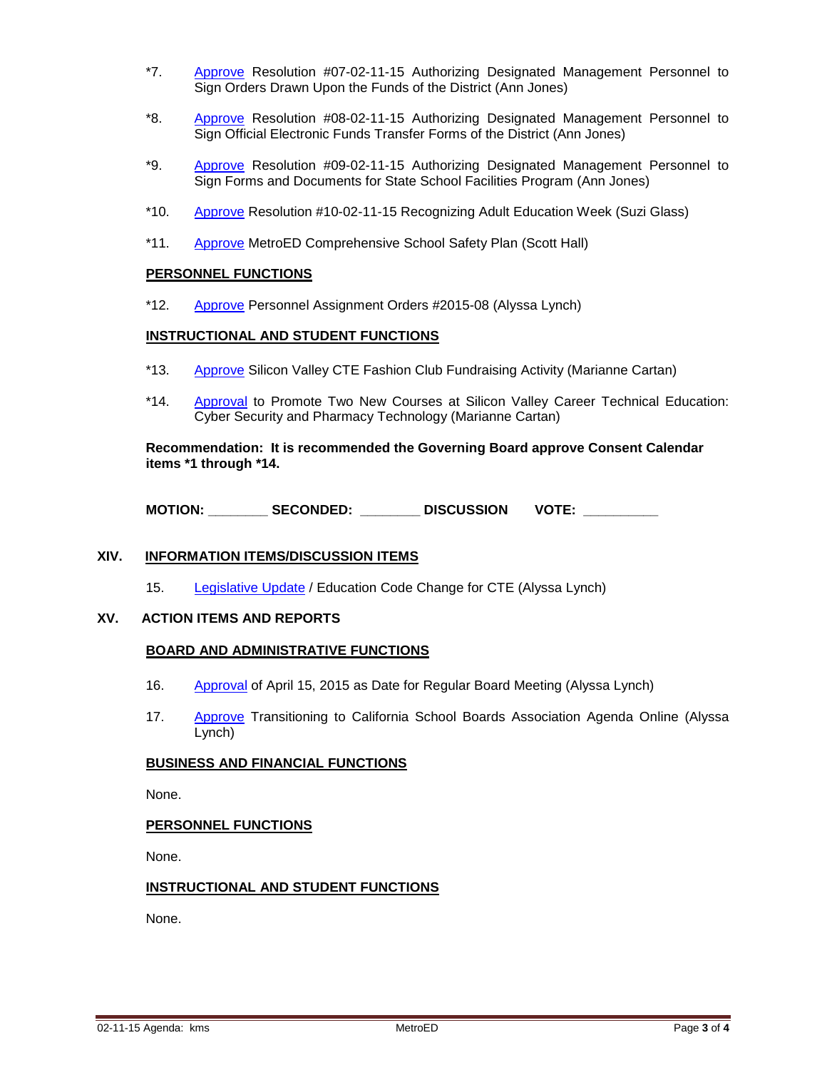*7. Approve Resolution #07-02-11-15 Authorizing Designated Management Personnel to Sign Orders Drawn Upon the Funds of the District (Ann Jones)

*8. Approve Resolution #08-02-11-15 Authorizing Designated Management Personnel to Sign Official Electronic Funds Transfer Forms of the District (Ann Jones)

*9. Approve Resolution #09-02-11-15 Authorizing Designated Management Personnel to Sign Forms and Documents for State School Facilities Program (Ann Jones)

*10. Approve Resolution #10-02-11-15 Recognizing Adult Education Week (Suzi Glass)

*11. Approve MetroED Comprehensive School Safety Plan (Scott Hall)

**PERSONNEL FUNCTIONS**

*12. Approve Personnel Assignment Orders #2015-08 (Alyssa Lynch)

**INSTRUCTIONAL AND STUDENT FUNCTIONS**

*13. Approve Silicon Valley CTE Fashion Club Fundraising Activity (Marianne Cartan)

*14. Approval to Promote Two New Courses at Silicon Valley Career Technical Education: Cyber Security and Pharmacy Technology (Marianne Cartan)

**Recommendation: It is recommended the Governing Board approve Consent Calendar items *1 through *14.**

**MOTION:** ________ **SECONDED:** ________ **DISCUSSION** **VOTE:** __________

## XIV. INFORMATION ITEMS/DISCUSSION ITEMS

15. Legislative Update / Education Code Change for CTE (Alyssa Lynch)

## XV. ACTION ITEMS AND REPORTS

**BOARD AND ADMINISTRATIVE FUNCTIONS**

16. Approval of April 15, 2015 as Date for Regular Board Meeting (Alyssa Lynch)

17. Approve Transitioning to California School Boards Association Agenda Online (Alyssa Lynch)

**BUSINESS AND FINANCIAL FUNCTIONS**

None.

**PERSONNEL FUNCTIONS**

None.

**INSTRUCTIONAL AND STUDENT FUNCTIONS**

None.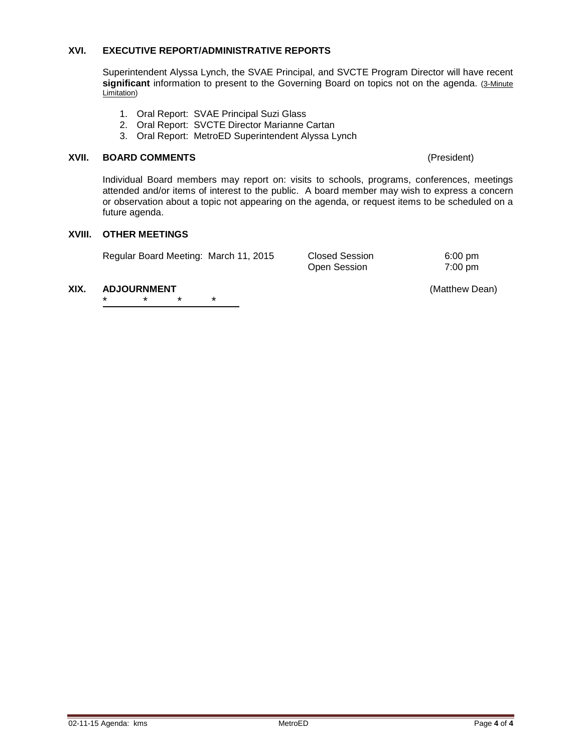## XVI. EXECUTIVE REPORT/ADMINISTRATIVE REPORTS

Superintendent Alyssa Lynch, the SVAE Principal, and SVCTE Program Director will have recent **significant** information to present to the Governing Board on topics not on the agenda. (3-Minute Limitation)

1. Oral Report: SVAE Principal Suzi Glass
2. Oral Report: SVCTE Director Marianne Cartan
3. Oral Report: MetroED Superintendent Alyssa Lynch

## XVII. BOARD COMMENTS (President)

Individual Board members may report on: visits to schools, programs, conferences, meetings attended and/or items of interest to the public. A board member may wish to express a concern or observation about a topic not appearing on the agenda, or request items to be scheduled on a future agenda.

## XVIII. OTHER MEETINGS

| | | |
|---|---|---|
| Regular Board Meeting: March 11, 2015 | Closed Session | 6:00 pm |
| | Open Session | 7:00 pm |

## XIX. ADJOURNMENT (Matthew Dean)

\* \* \* \*